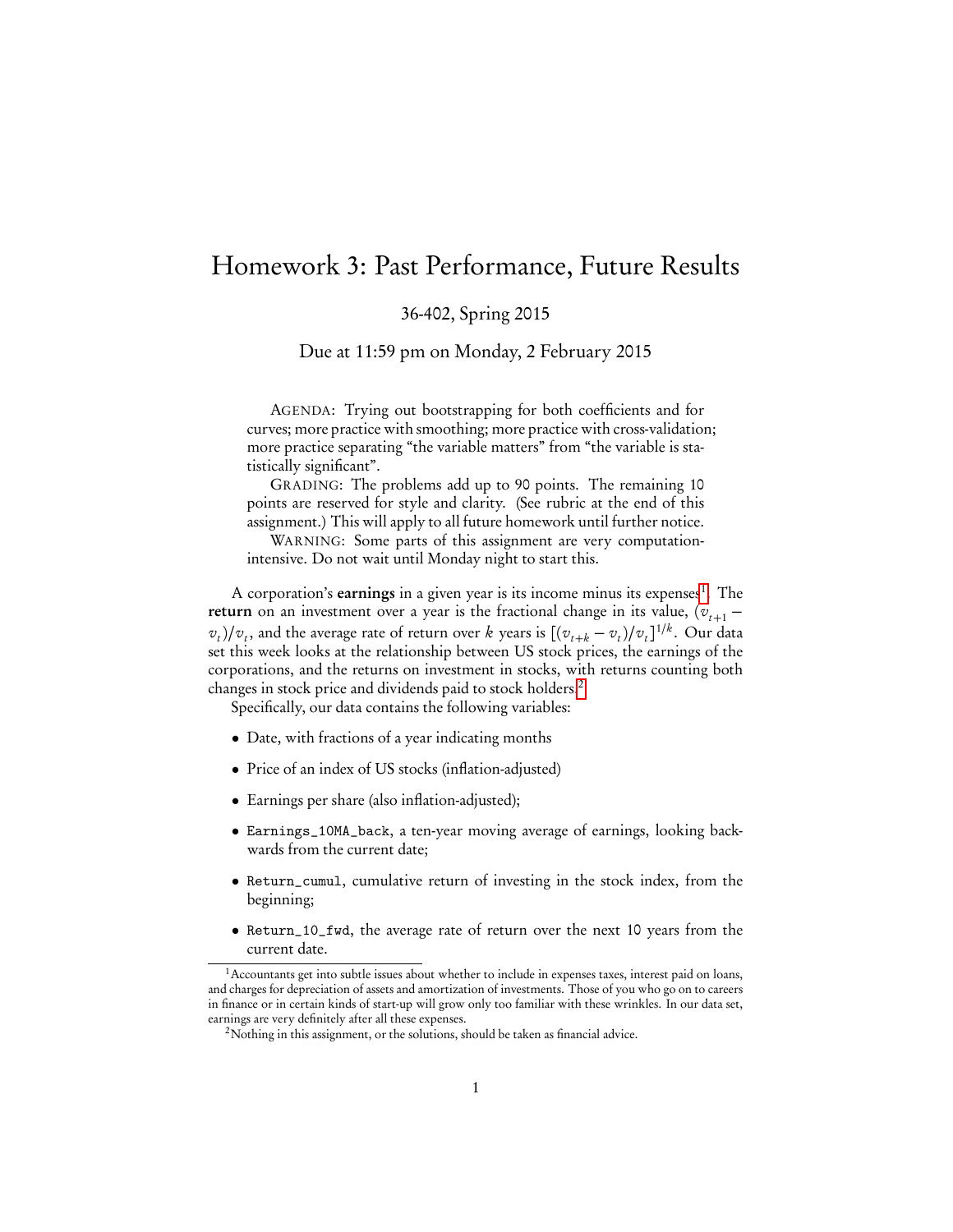# Homework 3: Past Performance, Future Results

36-402, Spring 2015

Due at 11:59 pm on Monday, 2 February 2015

AGENDA: Trying out bootstrapping for both coefficients and for curves; more practice with smoothing; more practice with cross-validation; more practice separating "the variable matters" from "the variable is statistically significant".

GRADING: The problems add up to 90 points. The remaining 10 points are reserved for style and clarity. (See rubric at the end of this assignment.) This will apply to all future homework until further notice.

WARNING: Some parts of this assignment are very computation-intensive. Do not wait until Monday night to start this.

A corporation's **earnings** in a given year is its income minus its expenses[1]. The **return** on an investment over a year is the fractional change in its value, $(v_{t+1} - v_t)/v_t$, and the average rate of return over $k$ years is $[(v_{t+k} - v_t)/v_t]^{1/k}$. Our data set this week looks at the relationship between US stock prices, the earnings of the corporations, and the returns on investment in stocks, with returns counting both changes in stock price and dividends paid to stock holders.[2]

Specifically, our data contains the following variables:

- Date, with fractions of a year indicating months
- Price of an index of US stocks (inflation-adjusted)
- Earnings per share (also inflation-adjusted);
- `Earnings_10MA_back`, a ten-year moving average of earnings, looking backwards from the current date;
- `Return_cumul`, cumulative return of investing in the stock index, from the beginning;
- `Return_10_fwd`, the average rate of return over the next 10 years from the current date.

[1] Accountants get into subtle issues about whether to include in expenses taxes, interest paid on loans, and charges for depreciation of assets and amortization of investments. Those of you who go on to careers in finance or in certain kinds of start-up will grow only too familiar with these wrinkles. In our data set, earnings are very definitely after all these expenses.

[2] Nothing in this assignment, or the solutions, should be taken as financial advice.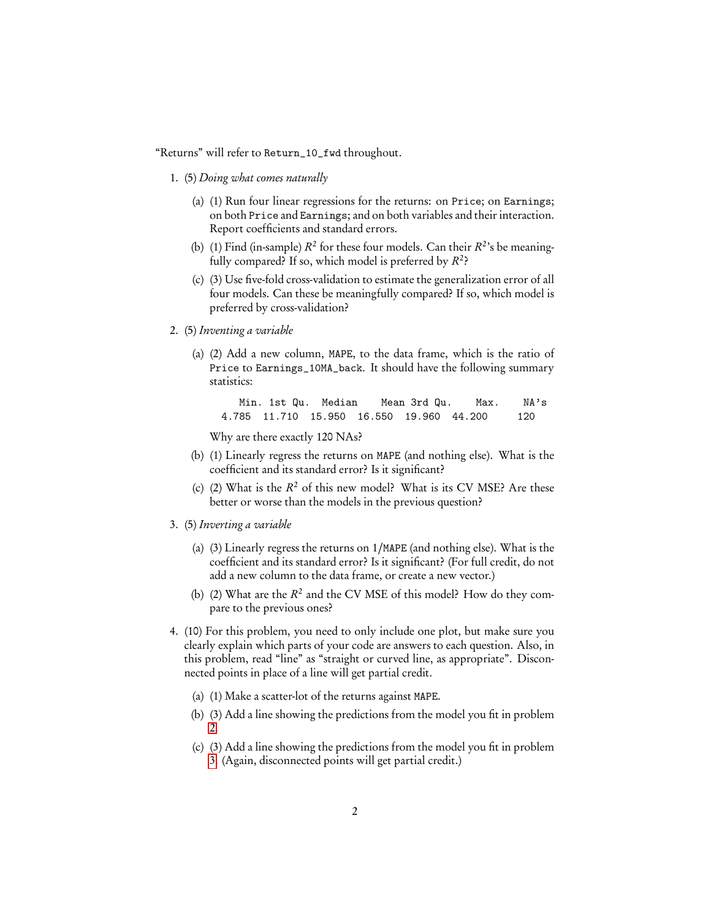"Returns" will refer to `Return_10_fwd` throughout.

1. (5) *Doing what comes naturally*

   (a) (1) Run four linear regressions for the returns: on `Price`; on `Earnings`; on both `Price` and `Earnings`; and on both variables and their interaction. Report coefficients and standard errors.

   (b) (1) Find (in-sample) $R^2$ for these four models. Can their $R^2$'s be meaningfully compared? If so, which model is preferred by $R^2$?

   (c) (3) Use five-fold cross-validation to estimate the generalization error of all four models. Can these be meaningfully compared? If so, which model is preferred by cross-validation?

2. (5) *Inventing a variable*

   (a) (2) Add a new column, `MAPE`, to the data frame, which is the ratio of `Price` to `Earnings_10MA_back`. It should have the following summary statistics:

   ```
      Min. 1st Qu.  Median    Mean 3rd Qu.    Max.    NA's
     4.785  11.710  15.950  16.550  19.960  44.200     120
   ```

   Why are there exactly 120 NAs?

   (b) (1) Linearly regress the returns on `MAPE` (and nothing else). What is the coefficient and its standard error? Is it significant?

   (c) (2) What is the $R^2$ of this new model? What is its CV MSE? Are these better or worse than the models in the previous question?

3. (5) *Inverting a variable*

   (a) (3) Linearly regress the returns on `1/MAPE` (and nothing else). What is the coefficient and its standard error? Is it significant? (For full credit, do not add a new column to the data frame, or create a new vector.)

   (b) (2) What are the $R^2$ and the CV MSE of this model? How do they compare to the previous ones?

4. (10) For this problem, you need to only include one plot, but make sure you clearly explain which parts of your code are answers to each question. Also, in this problem, read "line" as "straight or curved line, as appropriate". Disconnected points in place of a line will get partial credit.

   (a) (1) Make a scatter-lot of the returns against `MAPE`.

   (b) (3) Add a line showing the predictions from the model you fit in problem 2.

   (c) (3) Add a line showing the predictions from the model you fit in problem 3. (Again, disconnected points will get partial credit.)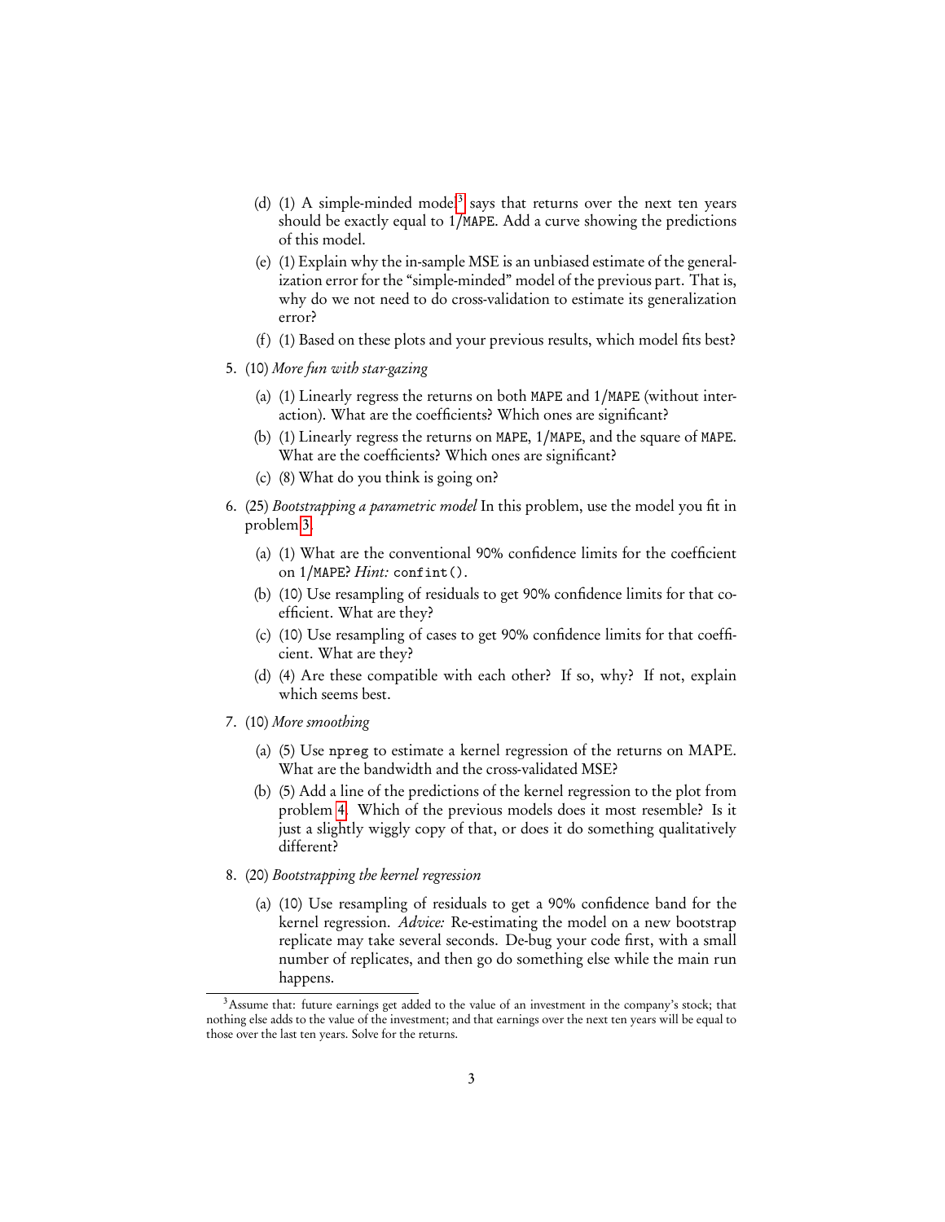(d) (1) A simple-minded model[3] says that returns over the next ten years should be exactly equal to 1/`MAPE`. Add a curve showing the predictions of this model.

   (e) (1) Explain why the in-sample MSE is an unbiased estimate of the generalization error for the "simple-minded" model of the previous part. That is, why do we not need to do cross-validation to estimate its generalization error?

   (f) (1) Based on these plots and your previous results, which model fits best?

5. (10) *More fun with star-gazing*

   (a) (1) Linearly regress the returns on both `MAPE` and 1/`MAPE` (without interaction). What are the coefficients? Which ones are significant?

   (b) (1) Linearly regress the returns on `MAPE`, 1/`MAPE`, and the square of `MAPE`. What are the coefficients? Which ones are significant?

   (c) (8) What do you think is going on?

6. (25) *Bootstrapping a parametric model* In this problem, use the model you fit in problem 3.

   (a) (1) What are the conventional 90% confidence limits for the coefficient on 1/`MAPE`? *Hint:* `confint()`.

   (b) (10) Use resampling of residuals to get 90% confidence limits for that coefficient. What are they?

   (c) (10) Use resampling of cases to get 90% confidence limits for that coefficient. What are they?

   (d) (4) Are these compatible with each other? If so, why? If not, explain which seems best.

7. (10) *More smoothing*

   (a) (5) Use `npreg` to estimate a kernel regression of the returns on MAPE. What are the bandwidth and the cross-validated MSE?

   (b) (5) Add a line of the predictions of the kernel regression to the plot from problem 4. Which of the previous models does it most resemble? Is it just a slightly wiggly copy of that, or does it do something qualitatively different?

8. (20) *Bootstrapping the kernel regression*

   (a) (10) Use resampling of residuals to get a 90% confidence band for the kernel regression. *Advice:* Re-estimating the model on a new bootstrap replicate may take several seconds. De-bug your code first, with a small number of replicates, and then go do something else while the main run happens.

---

[3] Assume that: future earnings get added to the value of an investment in the company's stock; that nothing else adds to the value of the investment; and that earnings over the next ten years will be equal to those over the last ten years. Solve for the returns.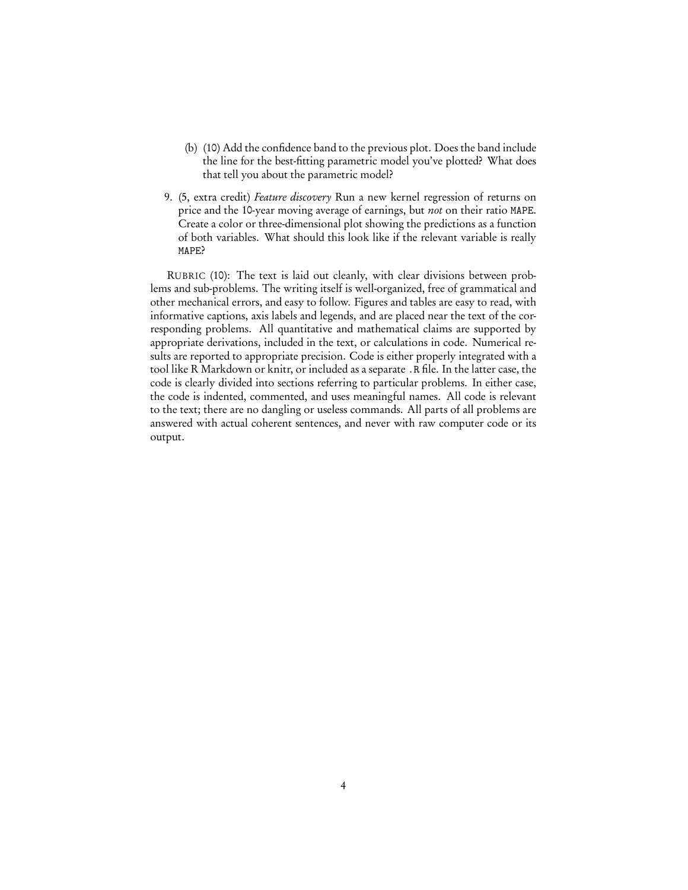(b) (10) Add the confidence band to the previous plot. Does the band include the line for the best-fitting parametric model you've plotted? What does that tell you about the parametric model?

9. (5, extra credit) *Feature discovery* Run a new kernel regression of returns on price and the 10-year moving average of earnings, but *not* on their ratio `MAPE`. Create a color or three-dimensional plot showing the predictions as a function of both variables. What should this look like if the relevant variable is really `MAPE`?

RUBRIC (10): The text is laid out cleanly, with clear divisions between problems and sub-problems. The writing itself is well-organized, free of grammatical and other mechanical errors, and easy to follow. Figures and tables are easy to read, with informative captions, axis labels and legends, and are placed near the text of the corresponding problems. All quantitative and mathematical claims are supported by appropriate derivations, included in the text, or calculations in code. Numerical results are reported to appropriate precision. Code is either properly integrated with a tool like R Markdown or knitr, or included as a separate `.R` file. In the latter case, the code is clearly divided into sections referring to particular problems. In either case, the code is indented, commented, and uses meaningful names. All code is relevant to the text; there are no dangling or useless commands. All parts of all problems are answered with actual coherent sentences, and never with raw computer code or its output.